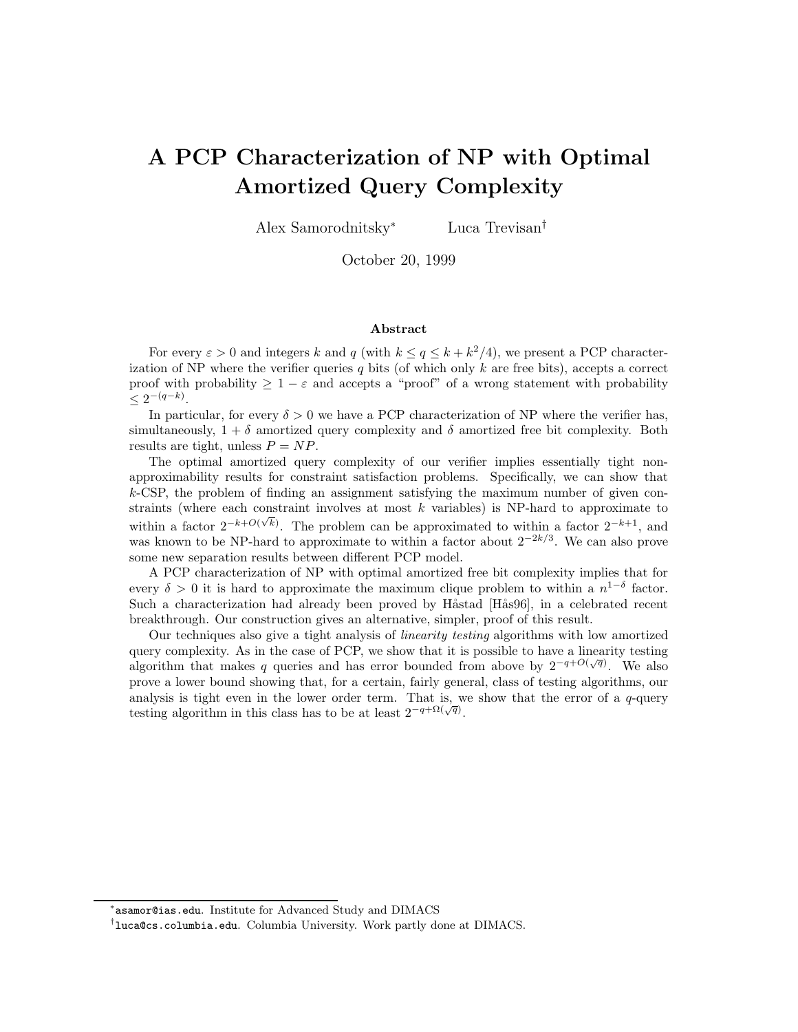# A PCP Characterization of NP with Optimal Amortized Query Complexity

Alex Samorodnitsky[*] Luca Trevisan[†]

October 20, 1999

### Abstract

For every $\varepsilon > 0$ and integers $k$ and $q$ (with $k \le q \le k + k^2/4$), we present a PCP characterization of NP where the verifier queries $q$ bits (of which only $k$ are free bits), accepts a correct proof with probability $\ge 1 - \varepsilon$ and accepts a "proof" of a wrong statement with probability $\le 2^{-(q-k)}$.

In particular, for every $\delta > 0$ we have a PCP characterization of NP where the verifier has, simultaneously, $1 + \delta$ amortized query complexity and $\delta$ amortized free bit complexity. Both results are tight, unless $P = NP$.

The optimal amortized query complexity of our verifier implies essentially tight non-approximability results for constraint satisfaction problems. Specifically, we can show that $k$-CSP, the problem of finding an assignment satisfying the maximum number of given constraints (where each constraint involves at most $k$ variables) is NP-hard to approximate to within a factor $2^{-k+O(\sqrt{k})}$. The problem can be approximated to within a factor $2^{-k+1}$, and was known to be NP-hard to approximate to within a factor about $2^{-2k/3}$. We can also prove some new separation results between different PCP model.

A PCP characterization of NP with optimal amortized free bit complexity implies that for every $\delta > 0$ it is hard to approximate the maximum clique problem to within a $n^{1-\delta}$ factor. Such a characterization had already been proved by Håstad [Hås96], in a celebrated recent breakthrough. Our construction gives an alternative, simpler, proof of this result.

Our techniques also give a tight analysis of *linearity testing* algorithms with low amortized query complexity. As in the case of PCP, we show that it is possible to have a linearity testing algorithm that makes $q$ queries and has error bounded from above by $2^{-q+O(\sqrt{q})}$. We also prove a lower bound showing that, for a certain, fairly general, class of testing algorithms, our analysis is tight even in the lower order term. That is, we show that the error of a $q$-query testing algorithm in this class has to be at least $2^{-q+\Omega(\sqrt{q})}$.

---

[*] `asamor@ias.edu`. Institute for Advanced Study and DIMACS

[†] `luca@cs.columbia.edu`. Columbia University. Work partly done at DIMACS.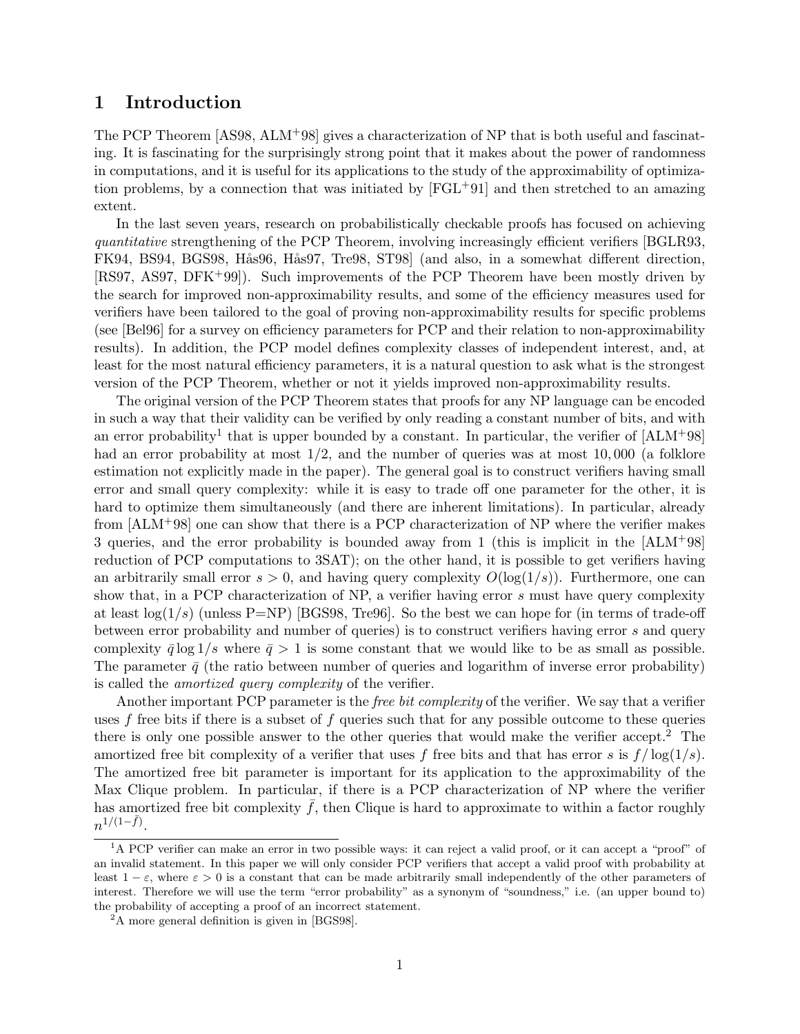# 1 Introduction

The PCP Theorem [AS98, ALM+98] gives a characterization of NP that is both useful and fascinating. It is fascinating for the surprisingly strong point that it makes about the power of randomness in computations, and it is useful for its applications to the study of the approximability of optimization problems, by a connection that was initiated by [FGL+91] and then stretched to an amazing extent.

In the last seven years, research on probabilistically checkable proofs has focused on achieving *quantitative* strengthening of the PCP Theorem, involving increasingly efficient verifiers [BGLR93, FK94, BS94, BGS98, Hås96, Hås97, Tre98, ST98] (and also, in a somewhat different direction, [RS97, AS97, DFK+99]). Such improvements of the PCP Theorem have been mostly driven by the search for improved non-approximability results, and some of the efficiency measures used for verifiers have been tailored to the goal of proving non-approximability results for specific problems (see [Bel96] for a survey on efficiency parameters for PCP and their relation to non-approximability results). In addition, the PCP model defines complexity classes of independent interest, and, at least for the most natural efficiency parameters, it is a natural question to ask what is the strongest version of the PCP Theorem, whether or not it yields improved non-approximability results.

The original version of the PCP Theorem states that proofs for any NP language can be encoded in such a way that their validity can be verified by only reading a constant number of bits, and with an error probability[1] that is upper bounded by a constant. In particular, the verifier of [ALM+98] had an error probability at most $1/2$, and the number of queries was at most $10,000$ (a folklore estimation not explicitly made in the paper). The general goal is to construct verifiers having small error and small query complexity: while it is easy to trade off one parameter for the other, it is hard to optimize them simultaneously (and there are inherent limitations). In particular, already from [ALM+98] one can show that there is a PCP characterization of NP where the verifier makes 3 queries, and the error probability is bounded away from 1 (this is implicit in the [ALM+98] reduction of PCP computations to 3SAT); on the other hand, it is possible to get verifiers having an arbitrarily small error $s > 0$, and having query complexity $O(\log(1/s))$. Furthermore, one can show that, in a PCP characterization of NP, a verifier having error $s$ must have query complexity at least $\log(1/s)$ (unless P=NP) [BGS98, Tre96]. So the best we can hope for (in terms of trade-off between error probability and number of queries) is to construct verifiers having error $s$ and query complexity $\bar{q} \log 1/s$ where $\bar{q} > 1$ is some constant that we would like to be as small as possible. The parameter $\bar{q}$ (the ratio between number of queries and logarithm of inverse error probability) is called the *amortized query complexity* of the verifier.

Another important PCP parameter is the *free bit complexity* of the verifier. We say that a verifier uses $f$ free bits if there is a subset of $f$ queries such that for any possible outcome to these queries there is only one possible answer to the other queries that would make the verifier accept.[2] The amortized free bit complexity of a verifier that uses $f$ free bits and that has error $s$ is $f/\log(1/s)$. The amortized free bit parameter is important for its application to the approximability of the Max Clique problem. In particular, if there is a PCP characterization of NP where the verifier has amortized free bit complexity $\bar{f}$, then Clique is hard to approximate to within a factor roughly $n^{1/(1-\bar{f})}$.

[1] A PCP verifier can make an error in two possible ways: it can reject a valid proof, or it can accept a "proof" of an invalid statement. In this paper we will only consider PCP verifiers that accept a valid proof with probability at least $1 - \varepsilon$, where $\varepsilon > 0$ is a constant that can be made arbitrarily small independently of the other parameters of interest. Therefore we will use the term "error probability" as a synonym of "soundness," i.e. (an upper bound to) the probability of accepting a proof of an incorrect statement.

[2] A more general definition is given in [BGS98].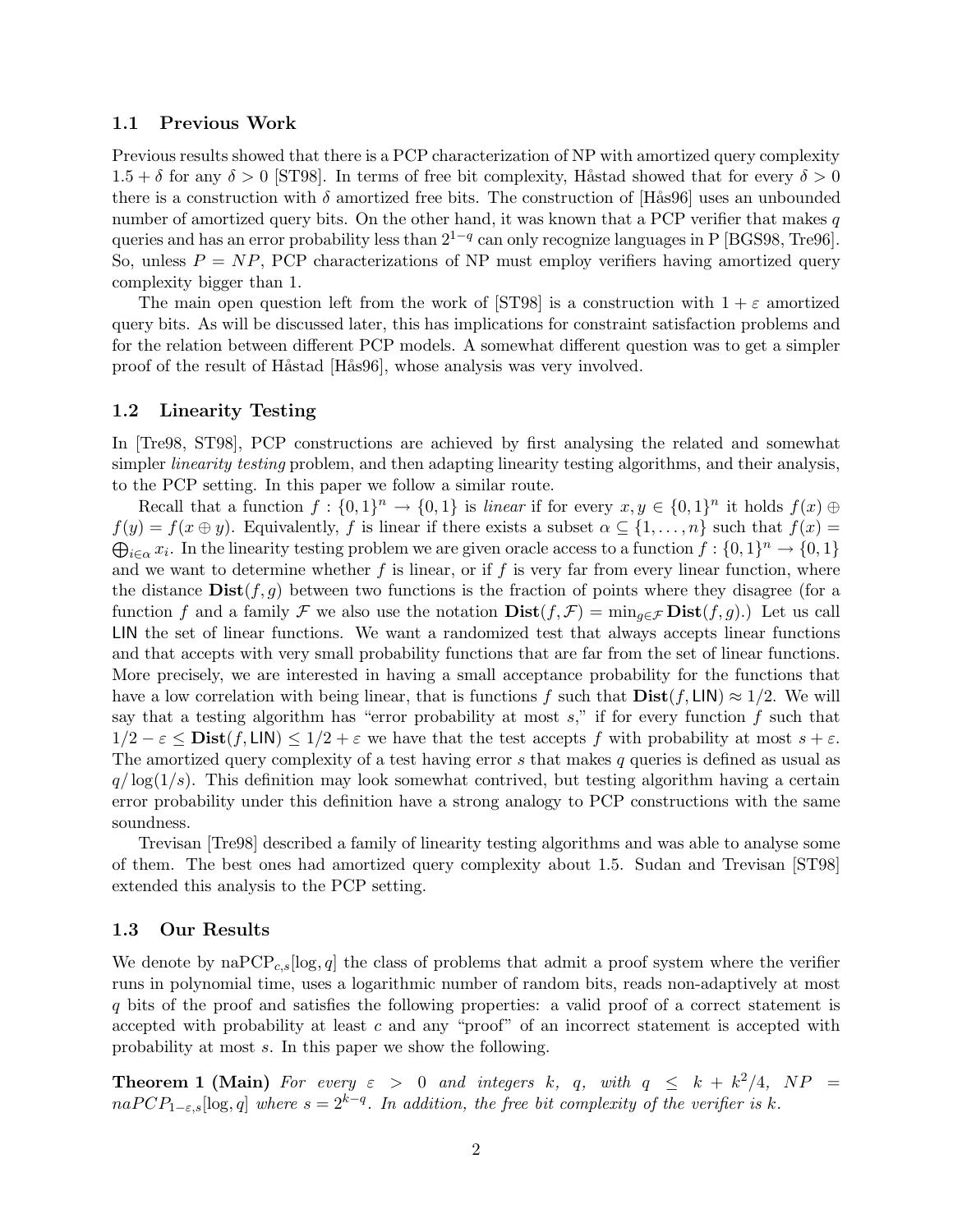## 1.1 Previous Work

Previous results showed that there is a PCP characterization of NP with amortized query complexity $1.5 + \delta$ for any $\delta > 0$ [ST98]. In terms of free bit complexity, Håstad showed that for every $\delta > 0$ there is a construction with $\delta$ amortized free bits. The construction of [Hås96] uses an unbounded number of amortized query bits. On the other hand, it was known that a PCP verifier that makes $q$ queries and has an error probability less than $2^{1-q}$ can only recognize languages in P [BGS98, Tre96]. So, unless $P = NP$, PCP characterizations of NP must employ verifiers having amortized query complexity bigger than 1.

The main open question left from the work of [ST98] is a construction with $1 + \varepsilon$ amortized query bits. As will be discussed later, this has implications for constraint satisfaction problems and for the relation between different PCP models. A somewhat different question was to get a simpler proof of the result of Håstad [Hås96], whose analysis was very involved.

## 1.2 Linearity Testing

In [Tre98, ST98], PCP constructions are achieved by first analysing the related and somewhat simpler *linearity testing* problem, and then adapting linearity testing algorithms, and their analysis, to the PCP setting. In this paper we follow a similar route.

Recall that a function $f : \{0,1\}^n \rightarrow \{0,1\}$ is *linear* if for every $x, y \in \{0,1\}^n$ it holds $f(x) \oplus f(y) = f(x \oplus y)$. Equivalently, $f$ is linear if there exists a subset $\alpha \subseteq \{1, \ldots, n\}$ such that $f(x) = \bigoplus_{i \in \alpha} x_i$. In the linearity testing problem we are given oracle access to a function $f : \{0,1\}^n \rightarrow \{0,1\}$ and we want to determine whether $f$ is linear, or if $f$ is very far from every linear function, where the distance $\mathbf{Dist}(f, g)$ between two functions is the fraction of points where they disagree (for a function $f$ and a family $\mathcal{F}$ we also use the notation $\mathbf{Dist}(f, \mathcal{F}) = \min_{g \in \mathcal{F}} \mathbf{Dist}(f, g)$.) Let us call $\mathsf{LIN}$ the set of linear functions. We want a randomized test that always accepts linear functions and that accepts with very small probability functions that are far from the set of linear functions. More precisely, we are interested in having a small acceptance probability for the functions that have a low correlation with being linear, that is functions $f$ such that $\mathbf{Dist}(f, \mathsf{LIN}) \approx 1/2$. We will say that a testing algorithm has "error probability at most $s$," if for every function $f$ such that $1/2 - \varepsilon \leq \mathbf{Dist}(f, \mathsf{LIN}) \leq 1/2 + \varepsilon$ we have that the test accepts $f$ with probability at most $s + \varepsilon$. The amortized query complexity of a test having error $s$ that makes $q$ queries is defined as usual as $q / \log(1/s)$. This definition may look somewhat contrived, but testing algorithm having a certain error probability under this definition have a strong analogy to PCP constructions with the same soundness.

Trevisan [Tre98] described a family of linearity testing algorithms and was able to analyse some of them. The best ones had amortized query complexity about 1.5. Sudan and Trevisan [ST98] extended this analysis to the PCP setting.

## 1.3 Our Results

We denote by $\mathrm{naPCP}_{c,s}[\log, q]$ the class of problems that admit a proof system where the verifier runs in polynomial time, uses a logarithmic number of random bits, reads non-adaptively at most $q$ bits of the proof and satisfies the following properties: a valid proof of a correct statement is accepted with probability at least $c$ and any "proof" of an incorrect statement is accepted with probability at most $s$. In this paper we show the following.

**Theorem 1 (Main)** *For every $\varepsilon > 0$ and integers $k$, $q$, with $q \leq k + k^2/4$, $NP = naPCP_{1-\varepsilon,s}[\log, q]$ where $s = 2^{k-q}$. In addition, the free bit complexity of the verifier is $k$.*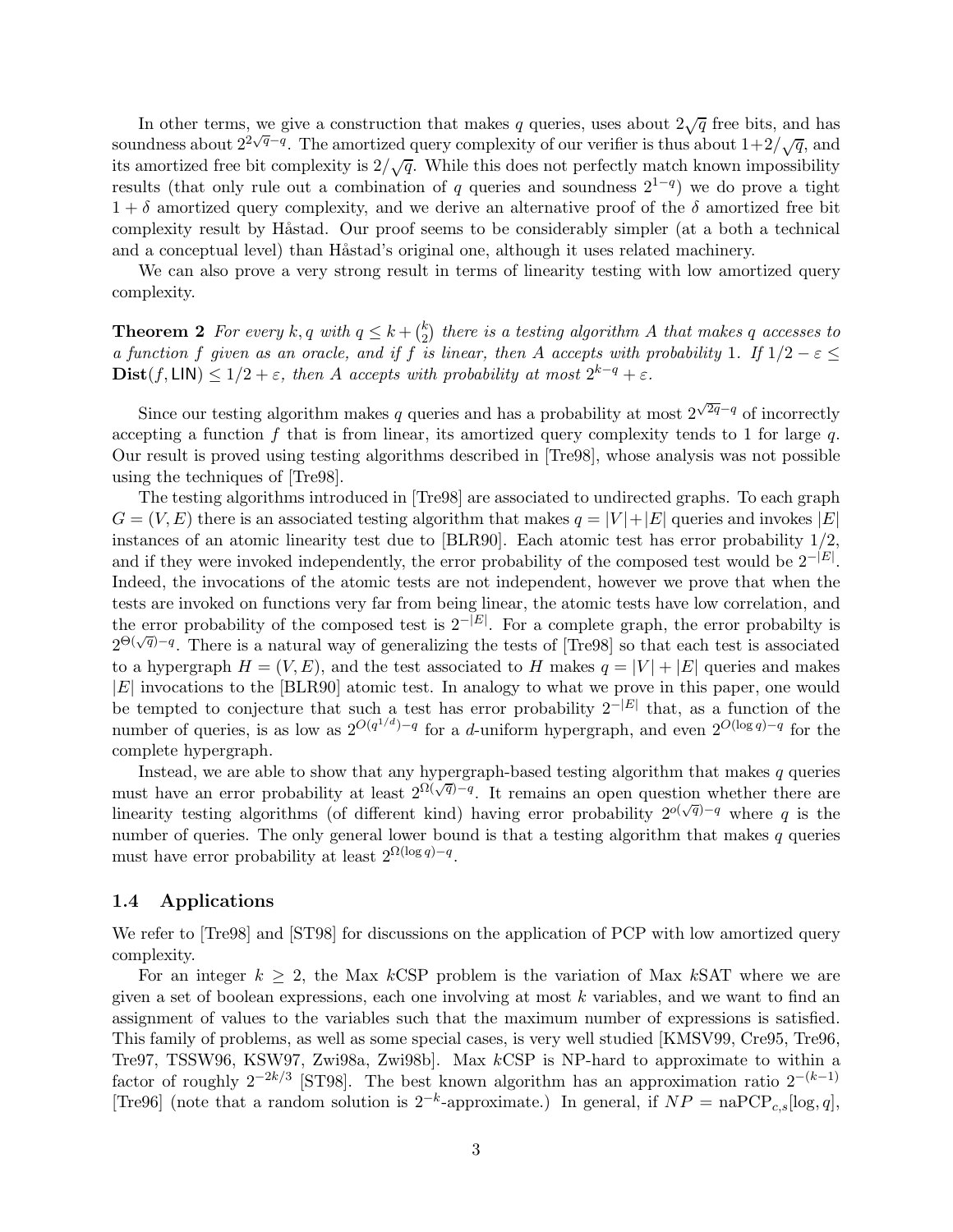In other terms, we give a construction that makes $q$ queries, uses about $2\sqrt{q}$ free bits, and has soundness about $2^{2\sqrt{q}-q}$. The amortized query complexity of our verifier is thus about $1+2/\sqrt{q}$, and its amortized free bit complexity is $2/\sqrt{q}$. While this does not perfectly match known impossibility results (that only rule out a combination of $q$ queries and soundness $2^{1-q}$) we do prove a tight $1+\delta$ amortized query complexity, and we derive an alternative proof of the $\delta$ amortized free bit complexity result by Håstad. Our proof seems to be considerably simpler (at a both a technical and a conceptual level) than Håstad's original one, although it uses related machinery.

We can also prove a very strong result in terms of linearity testing with low amortized query complexity.

**Theorem 2** *For every $k, q$ with $q \leq k + \binom{k}{2}$ there is a testing algorithm $A$ that makes $q$ accesses to a function $f$ given as an oracle, and if $f$ is linear, then $A$ accepts with probability 1. If $1/2 - \varepsilon \leq \mathbf{Dist}(f, \mathsf{LIN}) \leq 1/2 + \varepsilon$, then $A$ accepts with probability at most $2^{k-q} + \varepsilon$.*

Since our testing algorithm makes $q$ queries and has a probability at most $2^{\sqrt{2q}-q}$ of incorrectly accepting a function $f$ that is from linear, its amortized query complexity tends to 1 for large $q$. Our result is proved using testing algorithms described in [Tre98], whose analysis was not possible using the techniques of [Tre98].

The testing algorithms introduced in [Tre98] are associated to undirected graphs. To each graph $G = (V, E)$ there is an associated testing algorithm that makes $q = |V| + |E|$ queries and invokes $|E|$ instances of an atomic linearity test due to [BLR90]. Each atomic test has error probability 1/2, and if they were invoked independently, the error probability of the composed test would be $2^{-|E|}$. Indeed, the invocations of the atomic tests are not independent, however we prove that when the tests are invoked on functions very far from being linear, the atomic tests have low correlation, and the error probability of the composed test is $2^{-|E|}$. For a complete graph, the error probabilty is $2^{\Theta(\sqrt{q})-q}$. There is a natural way of generalizing the tests of [Tre98] so that each test is associated to a hypergraph $H = (V, E)$, and the test associated to $H$ makes $q = |V| + |E|$ queries and makes $|E|$ invocations to the [BLR90] atomic test. In analogy to what we prove in this paper, one would be tempted to conjecture that such a test has error probability $2^{-|E|}$ that, as a function of the number of queries, is as low as $2^{O(q^{1/d})-q}$ for a $d$-uniform hypergraph, and even $2^{O(\log q)-q}$ for the complete hypergraph.

Instead, we are able to show that any hypergraph-based testing algorithm that makes $q$ queries must have an error probability at least $2^{\Omega(\sqrt{q})-q}$. It remains an open question whether there are linearity testing algorithms (of different kind) having error probability $2^{o(\sqrt{q})-q}$ where $q$ is the number of queries. The only general lower bound is that a testing algorithm that makes $q$ queries must have error probability at least $2^{\Omega(\log q)-q}$.

### 1.4 Applications

We refer to [Tre98] and [ST98] for discussions on the application of PCP with low amortized query complexity.

For an integer $k \geq 2$, the Max $k$CSP problem is the variation of Max $k$SAT where we are given a set of boolean expressions, each one involving at most $k$ variables, and we want to find an assignment of values to the variables such that the maximum number of expressions is satisfied. This family of problems, as well as some special cases, is very well studied [KMSV99, Cre95, Tre96, Tre97, TSSW96, KSW97, Zwi98a, Zwi98b]. Max $k$CSP is NP-hard to approximate to within a factor of roughly $2^{-2k/3}$ [ST98]. The best known algorithm has an approximation ratio $2^{-(k-1)}$ [Tre96] (note that a random solution is $2^{-k}$-approximate.) In general, if $NP = \text{naPCP}_{c,s}[\log, q]$,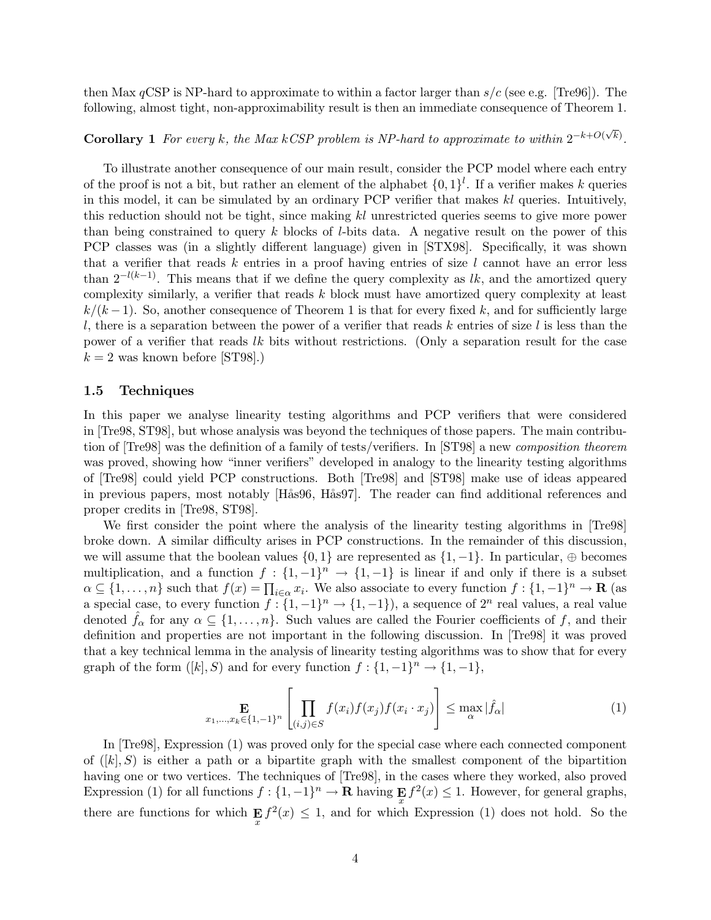then Max $q$CSP is NP-hard to approximate to within a factor larger than $s/c$ (see e.g. [Tre96]). The following, almost tight, non-approximability result is then an immediate consequence of Theorem 1.

**Corollary 1** *For every $k$, the Max $k$CSP problem is NP-hard to approximate to within $2^{-k+O(\sqrt{k})}$.*

To illustrate another consequence of our main result, consider the PCP model where each entry of the proof is not a bit, but rather an element of the alphabet $\{0,1\}^l$. If a verifier makes $k$ queries in this model, it can be simulated by an ordinary PCP verifier that makes $kl$ queries. Intuitively, this reduction should not be tight, since making $kl$ unrestricted queries seems to give more power than being constrained to query $k$ blocks of $l$-bits data. A negative result on the power of this PCP classes was (in a slightly different language) given in [STX98]. Specifically, it was shown that a verifier that reads $k$ entries in a proof having entries of size $l$ cannot have an error less than $2^{-l(k-1)}$. This means that if we define the query complexity as $lk$, and the amortized query complexity similarly, a verifier that reads $k$ block must have amortized query complexity at least $k/(k-1)$. So, another consequence of Theorem 1 is that for every fixed $k$, and for sufficiently large $l$, there is a separation between the power of a verifier that reads $k$ entries of size $l$ is less than the power of a verifier that reads $lk$ bits without restrictions. (Only a separation result for the case $k = 2$ was known before [ST98].)

### 1.5 Techniques

In this paper we analyse linearity testing algorithms and PCP verifiers that were considered in [Tre98, ST98], but whose analysis was beyond the techniques of those papers. The main contribution of [Tre98] was the definition of a family of tests/verifiers. In [ST98] a new *composition theorem* was proved, showing how "inner verifiers" developed in analogy to the linearity testing algorithms of [Tre98] could yield PCP constructions. Both [Tre98] and [ST98] make use of ideas appeared in previous papers, most notably [Hås96, Hås97]. The reader can find additional references and proper credits in [Tre98, ST98].

We first consider the point where the analysis of the linearity testing algorithms in [Tre98] broke down. A similar difficulty arises in PCP constructions. In the remainder of this discussion, we will assume that the boolean values $\{0,1\}$ are represented as $\{1,-1\}$. In particular, $\oplus$ becomes multiplication, and a function $f : \{1,-1\}^n \to \{1,-1\}$ is linear if and only if there is a subset $\alpha \subseteq \{1,\ldots,n\}$ such that $f(x) = \prod_{i\in\alpha} x_i$. We also associate to every function $f : \{1,-1\}^n \to \mathbf{R}$ (as a special case, to every function $f : \{1,-1\}^n \to \{1,-1\}$), a sequence of $2^n$ real values, a real value denoted $\hat{f}_\alpha$ for any $\alpha \subseteq \{1,\ldots,n\}$. Such values are called the Fourier coefficients of $f$, and their definition and properties are not important in the following discussion. In [Tre98] it was proved that a key technical lemma in the analysis of linearity testing algorithms was to show that for every graph of the form $([k], S)$ and for every function $f : \{1,-1\}^n \to \{1,-1\}$,

$$\mathop{\mathbf{E}}_{x_1,\ldots,x_k\in\{1,-1\}^n}\left[\prod_{(i,j)\in S} f(x_i)f(x_j)f(x_i\cdot x_j)\right] \le \max_\alpha |\hat{f}_\alpha| \tag{1}$$

In [Tre98], Expression (1) was proved only for the special case where each connected component of $([k], S)$ is either a path or a bipartite graph with the smallest component of the bipartition having one or two vertices. The techniques of [Tre98], in the cases where they worked, also proved Expression (1) for all functions $f : \{1,-1\}^n \to \mathbf{R}$ having $\mathop{\mathbf{E}}_x f^2(x) \le 1$. However, for general graphs, there are functions for which $\mathop{\mathbf{E}}_x f^2(x) \le 1$, and for which Expression (1) does not hold. So the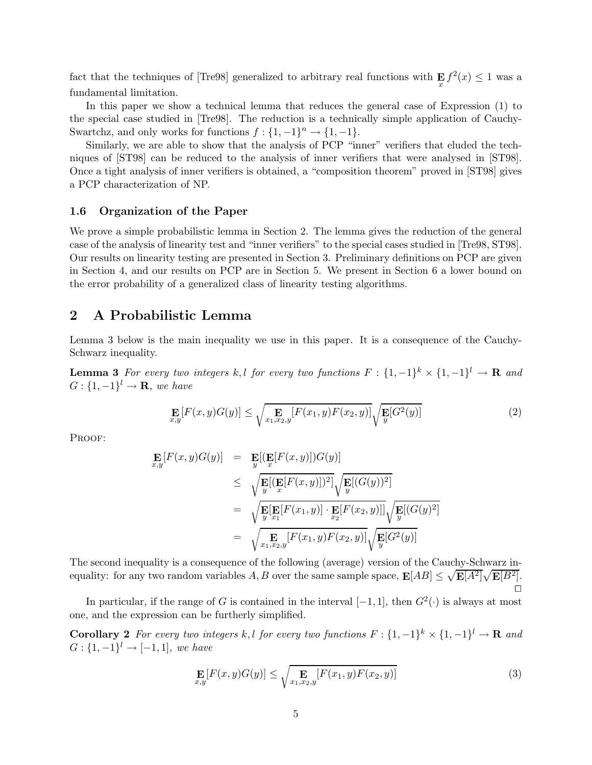fact that the techniques of [Tre98] generalized to arbitrary real functions with $\mathbf{E}_x f^2(x) \leq 1$ was a fundamental limitation.

In this paper we show a technical lemma that reduces the general case of Expression (1) to the special case studied in [Tre98]. The reduction is a technically simple application of Cauchy-Swartchz, and only works for functions $f : \{1, -1\}^n \to \{1, -1\}$.

Similarly, we are able to show that the analysis of PCP "inner" verifiers that eluded the techniques of [ST98] can be reduced to the analysis of inner verifiers that were analysed in [ST98]. Once a tight analysis of inner verifiers is obtained, a "composition theorem" proved in [ST98] gives a PCP characterization of NP.

### 1.6 Organization of the Paper

We prove a simple probabilistic lemma in Section 2. The lemma gives the reduction of the general case of the analysis of linearity test and "inner verifiers" to the special cases studied in [Tre98, ST98]. Our results on linearity testing are presented in Section 3. Preliminary definitions on PCP are given in Section 4, and our results on PCP are in Section 5. We present in Section 6 a lower bound on the error probability of a generalized class of linearity testing algorithms.

## 2 A Probabilistic Lemma

Lemma 3 below is the main inequality we use in this paper. It is a consequence of the Cauchy-Schwarz inequality.

**Lemma 3** *For every two integers $k, l$ for every two functions $F : \{1, -1\}^k \times \{1, -1\}^l \to \mathbf{R}$ and $G : \{1, -1\}^l \to \mathbf{R}$, we have*

$$\mathop{\mathbf{E}}_{x,y}[F(x,y)G(y)] \leq \sqrt{\mathop{\mathbf{E}}_{x_1,x_2,y}[F(x_1,y)F(x_2,y)]}\sqrt{\mathop{\mathbf{E}}_{y}[G^2(y)]} \tag{2}$$

PROOF:

$$\begin{aligned}
\mathop{\mathbf{E}}_{x,y}[F(x,y)G(y)] &= \mathop{\mathbf{E}}_{y}[(\mathop{\mathbf{E}}_{x}[F(x,y)])G(y)] \\
&\leq \sqrt{\mathop{\mathbf{E}}_{y}[(\mathop{\mathbf{E}}_{x}[F(x,y)])^2]}\sqrt{\mathop{\mathbf{E}}_{y}[(G(y))^2]} \\
&= \sqrt{\mathop{\mathbf{E}}_{y}[\mathop{\mathbf{E}}_{x_1}[F(x_1,y)] \cdot \mathop{\mathbf{E}}_{x_2}[F(x_2,y)]]}\sqrt{\mathop{\mathbf{E}}_{y}[(G(y)^2]} \\
&= \sqrt{\mathop{\mathbf{E}}_{x_1,x_2,y}[F(x_1,y)F(x_2,y)]}\sqrt{\mathop{\mathbf{E}}_{y}[G^2(y)]}
\end{aligned}$$

The second inequality is a consequence of the following (average) version of the Cauchy-Schwarz inequality: for any two random variables $A, B$ over the same sample space, $\mathbf{E}[AB] \leq \sqrt{\mathbf{E}[A^2]}\sqrt{\mathbf{E}[B^2]}$. □

In particular, if the range of $G$ is contained in the interval $[-1, 1]$, then $G^2(\cdot)$ is always at most one, and the expression can be furtherly simplified.

**Corollary 2** *For every two integers $k, l$ for every two functions $F : \{1, -1\}^k \times \{1, -1\}^l \to \mathbf{R}$ and $G : \{1, -1\}^l \to [-1, 1]$, we have*

$$\mathop{\mathbf{E}}_{x,y}[F(x,y)G(y)] \leq \sqrt{\mathop{\mathbf{E}}_{x_1,x_2,y}[F(x_1,y)F(x_2,y)]} \tag{3}$$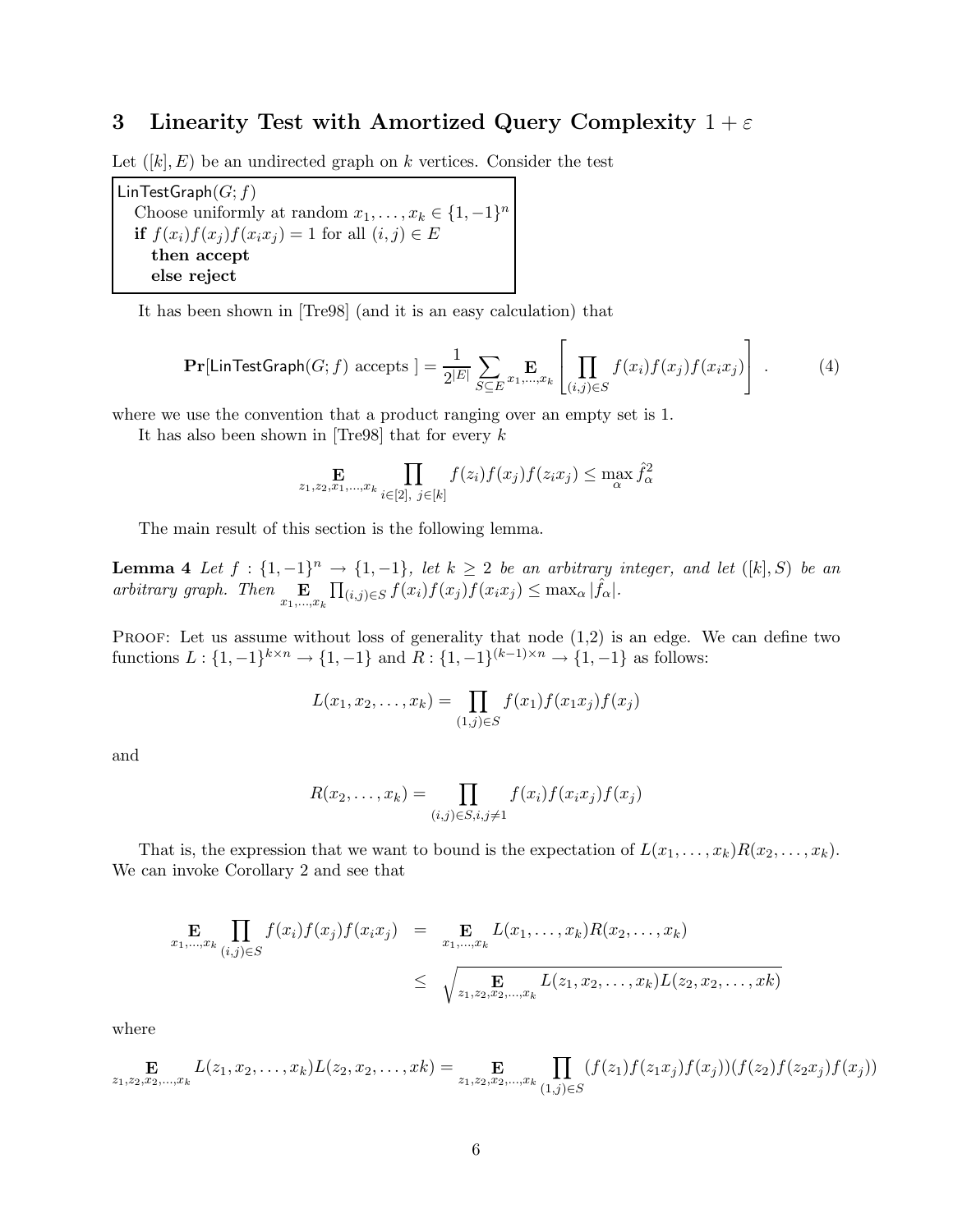## 3 Linearity Test with Amortized Query Complexity $1 + \varepsilon$

Let $([k], E)$ be an undirected graph on $k$ vertices. Consider the test

```
LinTestGraph(G; f)
  Choose uniformly at random x_1, ..., x_k ∈ {1, −1}^n
  if f(x_i)f(x_j)f(x_i x_j) = 1 for all (i, j) ∈ E
    then accept
    else reject
```

It has been shown in [Tre98] (and it is an easy calculation) that

$$\mathbf{Pr}[\mathsf{LinTestGraph}(G; f) \text{ accepts }] = \frac{1}{2^{|E|}} \sum_{S \subseteq E} \mathop{\mathbf{E}}_{x_1,\ldots,x_k} \left[ \prod_{(i,j) \in S} f(x_i) f(x_j) f(x_i x_j) \right] . \tag{4}$$

where we use the convention that a product ranging over an empty set is 1.

It has also been shown in [Tre98] that for every $k$

$$\mathop{\mathbf{E}}_{z_1,z_2,x_1,\ldots,x_k} \prod_{i \in [2],\ j \in [k]} f(z_i) f(x_j) f(z_i x_j) \leq \max_\alpha \hat{f}_\alpha^2$$

The main result of this section is the following lemma.

**Lemma 4** *Let $f : \{1, -1\}^n \to \{1, -1\}$, let $k \geq 2$ be an arbitrary integer, and let $([k], S)$ be an arbitrary graph. Then $\mathop{\mathbf{E}}_{x_1,\ldots,x_k} \prod_{(i,j) \in S} f(x_i) f(x_j) f(x_i x_j) \leq \max_\alpha |\hat{f}_\alpha|$.*

Proof: Let us assume without loss of generality that node (1,2) is an edge. We can define two functions $L : \{1, -1\}^{k \times n} \to \{1, -1\}$ and $R : \{1, -1\}^{(k-1) \times n} \to \{1, -1\}$ as follows:

$$L(x_1, x_2, \ldots, x_k) = \prod_{(1,j) \in S} f(x_1) f(x_1 x_j) f(x_j)$$

and

$$R(x_2, \ldots, x_k) = \prod_{(i,j) \in S, i,j \neq 1} f(x_i) f(x_i x_j) f(x_j)$$

That is, the expression that we want to bound is the expectation of $L(x_1, \ldots, x_k) R(x_2, \ldots, x_k)$. We can invoke Corollary 2 and see that

$$\begin{aligned} \mathop{\mathbf{E}}_{x_1,\ldots,x_k} \prod_{(i,j) \in S} f(x_i) f(x_j) f(x_i x_j) &= \mathop{\mathbf{E}}_{x_1,\ldots,x_k} L(x_1, \ldots, x_k) R(x_2, \ldots, x_k) \\ &\leq \sqrt{\mathop{\mathbf{E}}_{z_1,z_2,x_2,\ldots,x_k} L(z_1, x_2, \ldots, x_k) L(z_2, x_2, \ldots, xk)} \end{aligned}$$

where

$$\mathop{\mathbf{E}}_{z_1,z_2,x_2,\ldots,x_k} L(z_1, x_2, \ldots, x_k) L(z_2, x_2, \ldots, xk) = \mathop{\mathbf{E}}_{z_1,z_2,x_2,\ldots,x_k} \prod_{(1,j) \in S} (f(z_1) f(z_1 x_j) f(x_j))(f(z_2) f(z_2 x_j) f(x_j))$$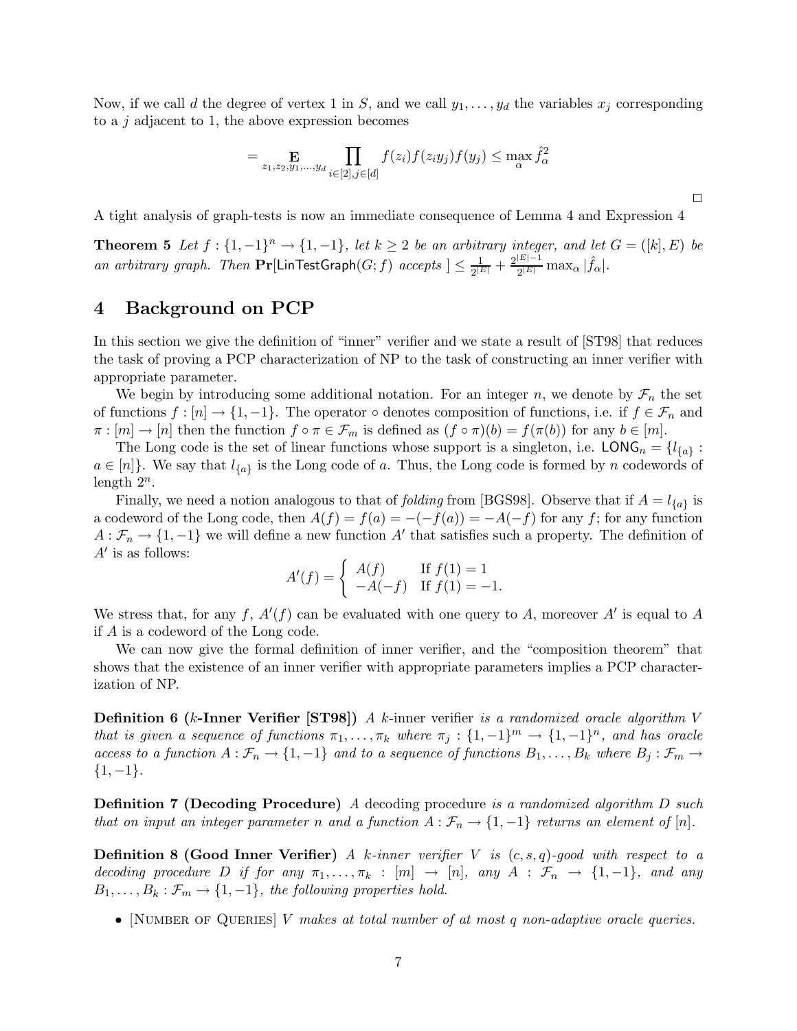Now, if we call $d$ the degree of vertex 1 in $S$, and we call $y_1, \ldots, y_d$ the variables $x_j$ corresponding to a $j$ adjacent to 1, the above expression becomes

$$= \mathop{\mathbf{E}}_{z_1, z_2, y_1, \ldots, y_d} \prod_{i \in [2], j \in [d]} f(z_i) f(z_i y_j) f(y_j) \leq \max_\alpha \hat{f}_\alpha^2$$

□

A tight analysis of graph-tests is now an immediate consequence of Lemma 4 and Expression 4

**Theorem 5** *Let $f : \{1,-1\}^n \to \{1,-1\}$, let $k \geq 2$ be an arbitrary integer, and let $G = ([k], E)$ be an arbitrary graph. Then* $\mathbf{Pr}[\mathsf{LinTestGraph}(G; f)$ *accepts* $] \leq \frac{1}{2^{|E|}} + \frac{2^{|E|-1}}{2^{|E|}} \max_\alpha |\hat{f}_\alpha|$.

# 4 Background on PCP

In this section we give the definition of "inner" verifier and we state a result of [ST98] that reduces the task of proving a PCP characterization of NP to the task of constructing an inner verifier with appropriate parameter.

We begin by introducing some additional notation. For an integer $n$, we denote by $\mathcal{F}_n$ the set of functions $f : [n] \to \{1,-1\}$. The operator $\circ$ denotes composition of functions, i.e. if $f \in \mathcal{F}_n$ and $\pi : [m] \to [n]$ then the function $f \circ \pi \in \mathcal{F}_m$ is defined as $(f \circ \pi)(b) = f(\pi(b))$ for any $b \in [m]$.

The Long code is the set of linear functions whose support is a singleton, i.e. $\mathsf{LONG}_n = \{l_{\{a\}} : a \in [n]\}$. We say that $l_{\{a\}}$ is the Long code of $a$. Thus, the Long code is formed by $n$ codewords of length $2^n$.

Finally, we need a notion analogous to that of *folding* from [BGS98]. Observe that if $A = l_{\{a\}}$ is a codeword of the Long code, then $A(f) = f(a) = -(-f(a)) = -A(-f)$ for any $f$; for any function $A : \mathcal{F}_n \to \{1,-1\}$ we will define a new function $A'$ that satisfies such a property. The definition of $A'$ is as follows:

$$A'(f) = \begin{cases} A(f) & \text{If } f(1) = 1 \\ -A(-f) & \text{If } f(1) = -1. \end{cases}$$

We stress that, for any $f$, $A'(f)$ can be evaluated with one query to $A$, moreover $A'$ is equal to $A$ if $A$ is a codeword of the Long code.

We can now give the formal definition of inner verifier, and the "composition theorem" that shows that the existence of an inner verifier with appropriate parameters implies a PCP characterization of NP.

**Definition 6 ($k$-Inner Verifier [ST98])** *A* $k$-inner verifier *is a randomized oracle algorithm $V$ that is given a sequence of functions $\pi_1, \ldots, \pi_k$ where $\pi_j : \{1,-1\}^m \to \{1,-1\}^n$, and has oracle access to a function $A : \mathcal{F}_n \to \{1,-1\}$ and to a sequence of functions $B_1, \ldots, B_k$ where $B_j : \mathcal{F}_m \to \{1,-1\}$.*

**Definition 7 (Decoding Procedure)** *A* decoding procedure *is a randomized algorithm $D$ such that on input an integer parameter $n$ and a function $A : \mathcal{F}_n \to \{1,-1\}$ returns an element of $[n]$.*

**Definition 8 (Good Inner Verifier)** *A $k$-inner verifier $V$ is $(c, s, q)$-good with respect to a decoding procedure $D$ if for any $\pi_1, \ldots, \pi_k : [m] \to [n]$, any $A : \mathcal{F}_n \to \{1,-1\}$, and any $B_1, \ldots, B_k : \mathcal{F}_m \to \{1,-1\}$, the following properties hold.*

- [Number of Queries] *$V$ makes at total number of at most $q$ non-adaptive oracle queries.*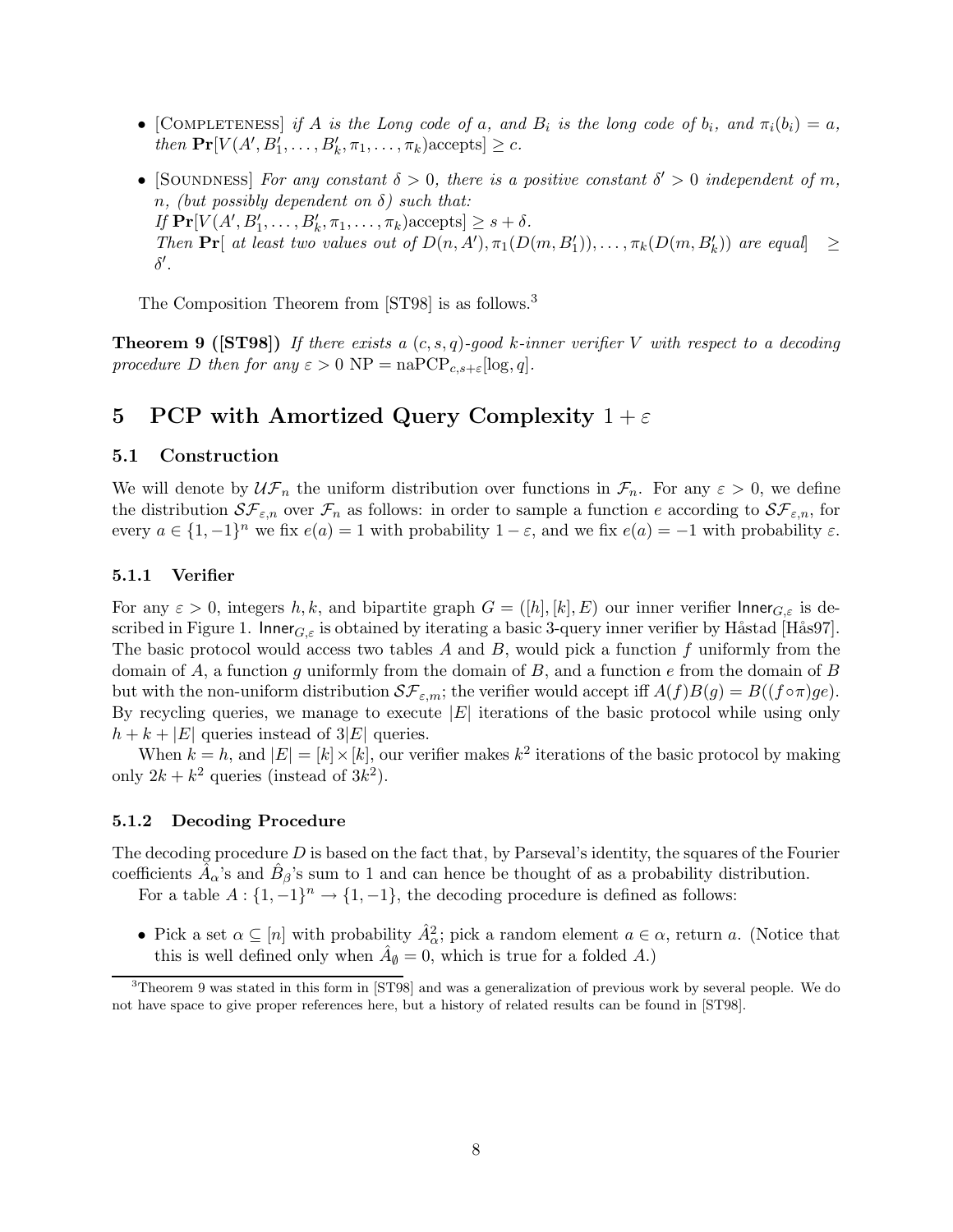- [Completeness] *if $A$ is the Long code of $a$, and $B_i$ is the long code of $b_i$, and $\pi_i(b_i) = a$, then* $\mathbf{Pr}[V(A', B'_1, \ldots, B'_k, \pi_1, \ldots, \pi_k)\text{accepts}] \geq c$.
- [Soundness] *For any constant $\delta > 0$, there is a positive constant $\delta' > 0$ independent of $m$, $n$, (but possibly dependent on $\delta$) such that:*
  *If* $\mathbf{Pr}[V(A', B'_1, \ldots, B'_k, \pi_1, \ldots, \pi_k)\text{accepts}] \geq s + \delta$.
  *Then* $\mathbf{Pr}[$ *at least two values out of* $D(n, A'), \pi_1(D(m, B'_1)), \ldots, \pi_k(D(m, B'_k))$ *are equal*$] \geq \delta'$.

The Composition Theorem from [ST98] is as follows.[3]

**Theorem 9 ([ST98])** *If there exists a $(c, s, q)$-good $k$-inner verifier $V$ with respect to a decoding procedure $D$ then for any $\varepsilon > 0$* $\mathrm{NP} = \mathrm{naPCP}_{c,s+\varepsilon}[\log, q]$.

# 5 PCP with Amortized Query Complexity $1 + \varepsilon$

## 5.1 Construction

We will denote by $\mathcal{UF}_n$ the uniform distribution over functions in $\mathcal{F}_n$. For any $\varepsilon > 0$, we define the distribution $\mathcal{SF}_{\varepsilon,n}$ over $\mathcal{F}_n$ as follows: in order to sample a function $e$ according to $\mathcal{SF}_{\varepsilon,n}$, for every $a \in \{1, -1\}^n$ we fix $e(a) = 1$ with probability $1 - \varepsilon$, and we fix $e(a) = -1$ with probability $\varepsilon$.

### 5.1.1 Verifier

For any $\varepsilon > 0$, integers $h, k$, and bipartite graph $G = ([h], [k], E)$ our inner verifier $\mathsf{Inner}_{G,\varepsilon}$ is described in Figure 1. $\mathsf{Inner}_{G,\varepsilon}$ is obtained by iterating a basic 3-query inner verifier by Håstad [Hås97]. The basic protocol would access two tables $A$ and $B$, would pick a function $f$ uniformly from the domain of $A$, a function $g$ uniformly from the domain of $B$, and a function $e$ from the domain of $B$ but with the non-uniform distribution $\mathcal{SF}_{\varepsilon,m}$; the verifier would accept iff $A(f)B(g) = B((f \circ \pi)ge)$. By recycling queries, we manage to execute $|E|$ iterations of the basic protocol while using only $h + k + |E|$ queries instead of $3|E|$ queries.

When $k = h$, and $|E| = [k] \times [k]$, our verifier makes $k^2$ iterations of the basic protocol by making only $2k + k^2$ queries (instead of $3k^2$).

### 5.1.2 Decoding Procedure

The decoding procedure $D$ is based on the fact that, by Parseval's identity, the squares of the Fourier coefficients $\hat{A}_\alpha$'s and $\hat{B}_\beta$'s sum to 1 and can hence be thought of as a probability distribution.

For a table $A : \{1, -1\}^n \to \{1, -1\}$, the decoding procedure is defined as follows:

- Pick a set $\alpha \subseteq [n]$ with probability $\hat{A}^2_\alpha$; pick a random element $a \in \alpha$, return $a$. (Notice that this is well defined only when $\hat{A}_\emptyset = 0$, which is true for a folded $A$.)

[3] Theorem 9 was stated in this form in [ST98] and was a generalization of previous work by several people. We do not have space to give proper references here, but a history of related results can be found in [ST98].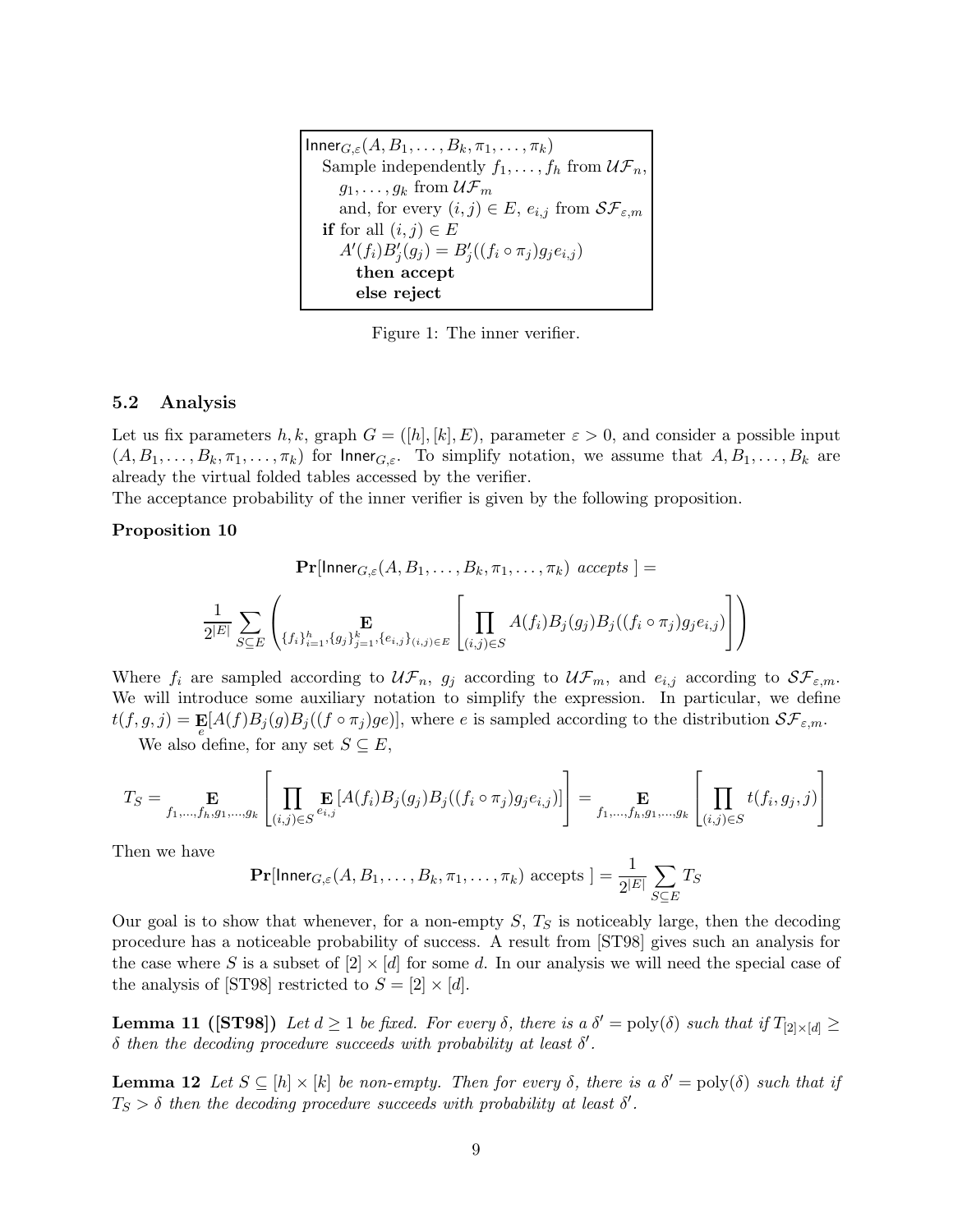```
Inner_{G,ε}(A, B_1, ..., B_k, π_1, ..., π_k)
  Sample independently f_1, ..., f_h from UF_n,
    g_1, ..., g_k from UF_m
    and, for every (i, j) ∈ E, e_{i,j} from SF_{ε,m}
  if for all (i, j) ∈ E
    A'(f_i)B'_j(g_j) = B'_j((f_i ∘ π_j)g_j e_{i,j})
      then accept
      else reject
```

Figure 1: The inner verifier.

## 5.2 Analysis

Let us fix parameters $h, k$, graph $G = ([h], [k], E)$, parameter $\varepsilon > 0$, and consider a possible input $(A, B_1, \ldots, B_k, \pi_1, \ldots, \pi_k)$ for $\mathsf{Inner}_{G,\varepsilon}$. To simplify notation, we assume that $A, B_1, \ldots, B_k$ are already the virtual folded tables accessed by the verifier.

The acceptance probability of the inner verifier is given by the following proposition.

**Proposition 10**

$$\mathbf{Pr}[\mathsf{Inner}_{G,\varepsilon}(A, B_1, \ldots, B_k, \pi_1, \ldots, \pi_k) \text{ accepts }] =$$

$$\frac{1}{2^{|E|}} \sum_{S \subseteq E} \left( \mathop{\mathbf{E}}_{\{f_i\}_{i=1}^h, \{g_j\}_{j=1}^k, \{e_{i,j}\}_{(i,j)\in E}} \left[ \prod_{(i,j)\in S} A(f_i)B_j(g_j)B_j((f_i \circ \pi_j)g_j e_{i,j}) \right] \right)$$

Where $f_i$ are sampled according to $\mathcal{UF}_n$, $g_j$ according to $\mathcal{UF}_m$, and $e_{i,j}$ according to $\mathcal{SF}_{\varepsilon,m}$. We will introduce some auxiliary notation to simplify the expression. In particular, we define $t(f, g, j) = \mathop{\mathbf{E}}_e[A(f)B_j(g)B_j((f \circ \pi_j)ge)]$, where $e$ is sampled according to the distribution $\mathcal{SF}_{\varepsilon,m}$.

We also define, for any set $S \subseteq E$,

$$T_S = \mathop{\mathbf{E}}_{f_1,\ldots,f_h,g_1,\ldots,g_k} \left[ \prod_{(i,j)\in S} \mathop{\mathbf{E}}_{e_{i,j}}[A(f_i)B_j(g_j)B_j((f_i \circ \pi_j)g_j e_{i,j})] \right] = \mathop{\mathbf{E}}_{f_1,\ldots,f_h,g_1,\ldots,g_k} \left[ \prod_{(i,j)\in S} t(f_i, g_j, j) \right]$$

Then we have

$$\mathbf{Pr}[\mathsf{Inner}_{G,\varepsilon}(A, B_1, \ldots, B_k, \pi_1, \ldots, \pi_k) \text{ accepts }] = \frac{1}{2^{|E|}} \sum_{S \subseteq E} T_S$$

Our goal is to show that whenever, for a non-empty $S$, $T_S$ is noticeably large, then the decoding procedure has a noticeable probability of success. A result from [ST98] gives such an analysis for the case where $S$ is a subset of $[2] \times [d]$ for some $d$. In our analysis we will need the special case of the analysis of [ST98] restricted to $S = [2] \times [d]$.

**Lemma 11 ([ST98])** *Let $d \geq 1$ be fixed. For every $\delta$, there is a $\delta' = \mathrm{poly}(\delta)$ such that if $T_{[2]\times[d]} \geq \delta$ then the decoding procedure succeeds with probability at least $\delta'$.*

**Lemma 12** *Let $S \subseteq [h] \times [k]$ be non-empty. Then for every $\delta$, there is a $\delta' = \mathrm{poly}(\delta)$ such that if $T_S > \delta$ then the decoding procedure succeeds with probability at least $\delta'$.*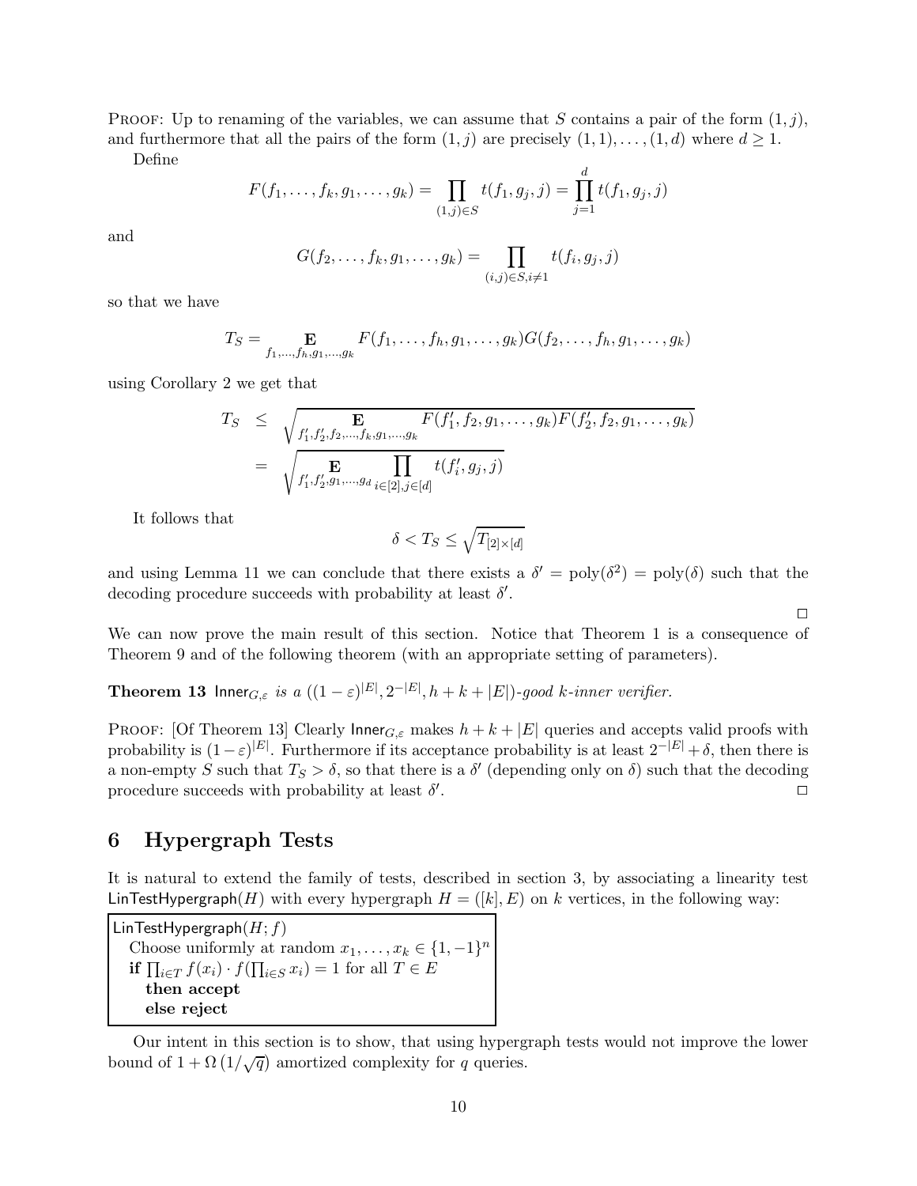PROOF: Up to renaming of the variables, we can assume that $S$ contains a pair of the form $(1, j)$, and furthermore that all the pairs of the form $(1, j)$ are precisely $(1, 1), \ldots, (1, d)$ where $d \geq 1$.

Define

$$F(f_1, \ldots, f_k, g_1, \ldots, g_k) = \prod_{(1,j) \in S} t(f_1, g_j, j) = \prod_{j=1}^{d} t(f_1, g_j, j)$$

and

$$G(f_2, \ldots, f_k, g_1, \ldots, g_k) = \prod_{(i,j) \in S, i \neq 1} t(f_i, g_j, j)$$

so that we have

$$T_S = \mathop{\mathbf{E}}_{f_1, \ldots, f_h, g_1, \ldots, g_k} F(f_1, \ldots, f_h, g_1, \ldots, g_k) G(f_2, \ldots, f_h, g_1, \ldots, g_k)$$

using Corollary 2 we get that

$$\begin{aligned} T_S &\leq \sqrt{\mathop{\mathbf{E}}_{f_1', f_2', f_2, \ldots, f_k, g_1, \ldots, g_k} F(f_1', f_2, g_1, \ldots, g_k) F(f_2', f_2, g_1, \ldots, g_k)} \\ &= \sqrt{\mathop{\mathbf{E}}_{f_1', f_2', g_1, \ldots, g_d} \prod_{i \in [2], j \in [d]} t(f_i', g_j, j)} \end{aligned}$$

It follows that

$$\delta < T_S \leq \sqrt{T_{[2] \times [d]}}$$

and using Lemma 11 we can conclude that there exists a $\delta' = \text{poly}(\delta^2) = \text{poly}(\delta)$ such that the decoding procedure succeeds with probability at least $\delta'$.

□

We can now prove the main result of this section. Notice that Theorem 1 is a consequence of Theorem 9 and of the following theorem (with an appropriate setting of parameters).

**Theorem 13** *$\mathsf{Inner}_{G,\varepsilon}$ is a $((1-\varepsilon)^{|E|}, 2^{-|E|}, h + k + |E|)$-good $k$-inner verifier.*

PROOF: [Of Theorem 13] Clearly $\mathsf{Inner}_{G,\varepsilon}$ makes $h + k + |E|$ queries and accepts valid proofs with probability is $(1-\varepsilon)^{|E|}$. Furthermore if its acceptance probability is at least $2^{-|E|} + \delta$, then there is a non-empty $S$ such that $T_S > \delta$, so that there is a $\delta'$ (depending only on $\delta$) such that the decoding procedure succeeds with probability at least $\delta'$. □

## 6 Hypergraph Tests

It is natural to extend the family of tests, described in section 3, by associating a linearity test $\mathsf{LinTestHypergraph}(H)$ with every hypergraph $H = ([k], E)$ on $k$ vertices, in the following way:

```
LinTestHypergraph(H; f)
   Choose uniformly at random x_1, ..., x_k ∈ {1, −1}^n
   if ∏_{i∈T} f(x_i) · f(∏_{i∈S} x_i) = 1 for all T ∈ E
      then accept
      else reject
```

Our intent in this section is to show, that using hypergraph tests would not improve the lower bound of $1 + \Omega\left(1/\sqrt{q}\right)$ amortized complexity for $q$ queries.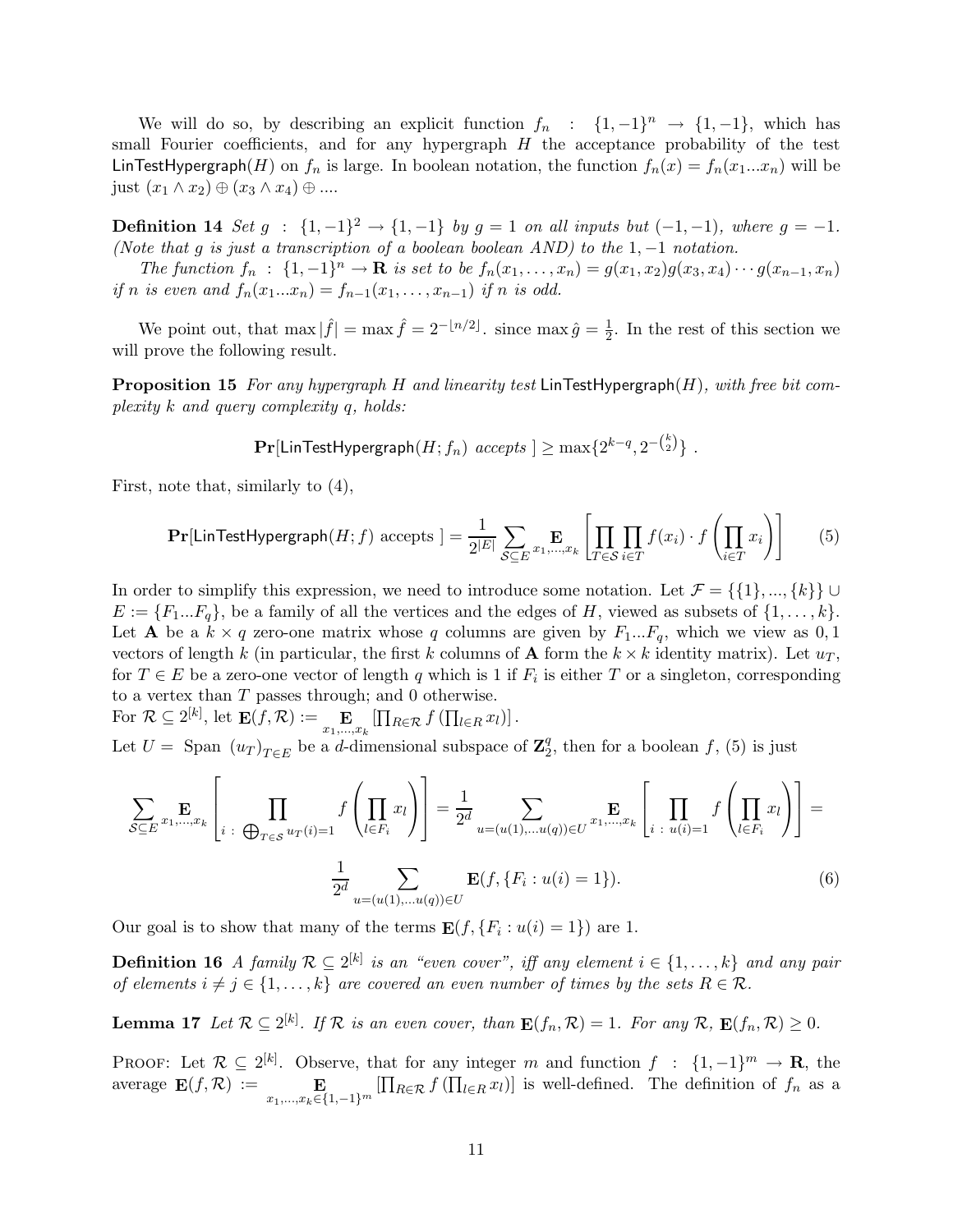We will do so, by describing an explicit function $f_n \;:\; \{1,-1\}^n \rightarrow \{1,-1\}$, which has small Fourier coefficients, and for any hypergraph $H$ the acceptance probability of the test $\mathsf{LinTestHypergraph}(H)$ on $f_n$ is large. In boolean notation, the function $f_n(x) = f_n(x_1...x_n)$ will be just $(x_1 \wedge x_2) \oplus (x_3 \wedge x_4) \oplus ....$

**Definition 14** *Set $g \;:\; \{1,-1\}^2 \rightarrow \{1,-1\}$ by $g = 1$ on all inputs but $(-1,-1)$, where $g = -1$. (Note that $g$ is just a transcription of a boolean boolean AND) to the $1,-1$ notation.*

*The function $f_n \;:\; \{1,-1\}^n \rightarrow \mathbf{R}$ is set to be $f_n(x_1,\ldots,x_n) = g(x_1,x_2)g(x_3,x_4)\cdots g(x_{n-1},x_n)$ if $n$ is even and $f_n(x_1...x_n) = f_{n-1}(x_1,\ldots,x_{n-1})$ if $n$ is odd.*

We point out, that $\max|\hat{f}| = \max \hat{f} = 2^{-\lfloor n/2 \rfloor}$. since $\max \hat{g} = \frac{1}{2}$. In the rest of this section we will prove the following result.

**Proposition 15** *For any hypergraph $H$ and linearity test $\mathsf{LinTestHypergraph}(H)$, with free bit complexity $k$ and query complexity $q$, holds:*

$$\mathbf{Pr}[\mathsf{LinTestHypergraph}(H; f_n) \text{ accepts }] \geq \max\{2^{k-q}, 2^{-\binom{k}{2}}\} \;.$$

First, note that, similarly to (4),

$$\mathbf{Pr}[\mathsf{LinTestHypergraph}(H; f) \text{ accepts }] = \frac{1}{2^{|E|}} \sum_{\mathcal{S} \subseteq E} \mathop{\mathbf{E}}_{x_1,\ldots,x_k} \left[ \prod_{T \in \mathcal{S}} \prod_{i \in T} f(x_i) \cdot f\left(\prod_{i \in T} x_i\right)\right] \tag{5}$$

In order to simplify this expression, we need to introduce some notation. Let $\mathcal{F} = \{\{1\},...,\{k\}\} \cup E := \{F_1...F_q\}$, be a family of all the vertices and the edges of $H$, viewed as subsets of $\{1,\ldots,k\}$. Let $\mathbf{A}$ be a $k \times q$ zero-one matrix whose $q$ columns are given by $F_1...F_q$, which we view as $0,1$ vectors of length $k$ (in particular, the first $k$ columns of $\mathbf{A}$ form the $k \times k$ identity matrix). Let $u_T$, for $T \in E$ be a zero-one vector of length $q$ which is 1 if $F_i$ is either $T$ or a singleton, corresponding to a vertex than $T$ passes through; and 0 otherwise.

For $\mathcal{R} \subseteq 2^{[k]}$, let $\mathbf{E}(f,\mathcal{R}) := \mathop{\mathbf{E}}_{x_1,\ldots,x_k} \left[\prod_{R \in \mathcal{R}} f\left(\prod_{l \in R} x_l\right)\right].$

Let $U =$ Span $(u_T)_{T \in E}$ be a $d$-dimensional subspace of $\mathbf{Z}_2^q$, then for a boolean $f$, (5) is just

$$\sum_{\mathcal{S} \subseteq E} \mathop{\mathbf{E}}_{x_1,\ldots,x_k} \left[ \prod_{i \;:\; \bigoplus_{T \in \mathcal{S}} u_T(i) = 1} f\left(\prod_{l \in F_i} x_l\right)\right] = \frac{1}{2^d} \sum_{u = (u(1),\ldots u(q)) \in U} \mathop{\mathbf{E}}_{x_1,\ldots,x_k} \left[ \prod_{i \;:\; u(i) = 1} f\left(\prod_{l \in F_i} x_l\right)\right] =$$

$$\frac{1}{2^d} \sum_{u = (u(1),\ldots u(q)) \in U} \mathbf{E}(f, \{F_i : u(i) = 1\}). \tag{6}$$

Our goal is to show that many of the terms $\mathbf{E}(f, \{F_i : u(i) = 1\})$ are 1.

**Definition 16** *A family $\mathcal{R} \subseteq 2^{[k]}$ is an "even cover", iff any element $i \in \{1,\ldots,k\}$ and any pair of elements $i \neq j \in \{1,\ldots,k\}$ are covered an even number of times by the sets $R \in \mathcal{R}$.*

**Lemma 17** *Let $\mathcal{R} \subseteq 2^{[k]}$. If $\mathcal{R}$ is an even cover, than $\mathbf{E}(f_n,\mathcal{R}) = 1$. For any $\mathcal{R}$, $\mathbf{E}(f_n,\mathcal{R}) \geq 0$.*

Proof: Let $\mathcal{R} \subseteq 2^{[k]}$. Observe, that for any integer $m$ and function $f \;:\; \{1,-1\}^m \rightarrow \mathbf{R}$, the average $\mathbf{E}(f,\mathcal{R}) := \mathop{\mathbf{E}}_{x_1,\ldots,x_k \in \{1,-1\}^m} \left[\prod_{R \in \mathcal{R}} f\left(\prod_{l \in R} x_l\right)\right]$ is well-defined. The definition of $f_n$ as a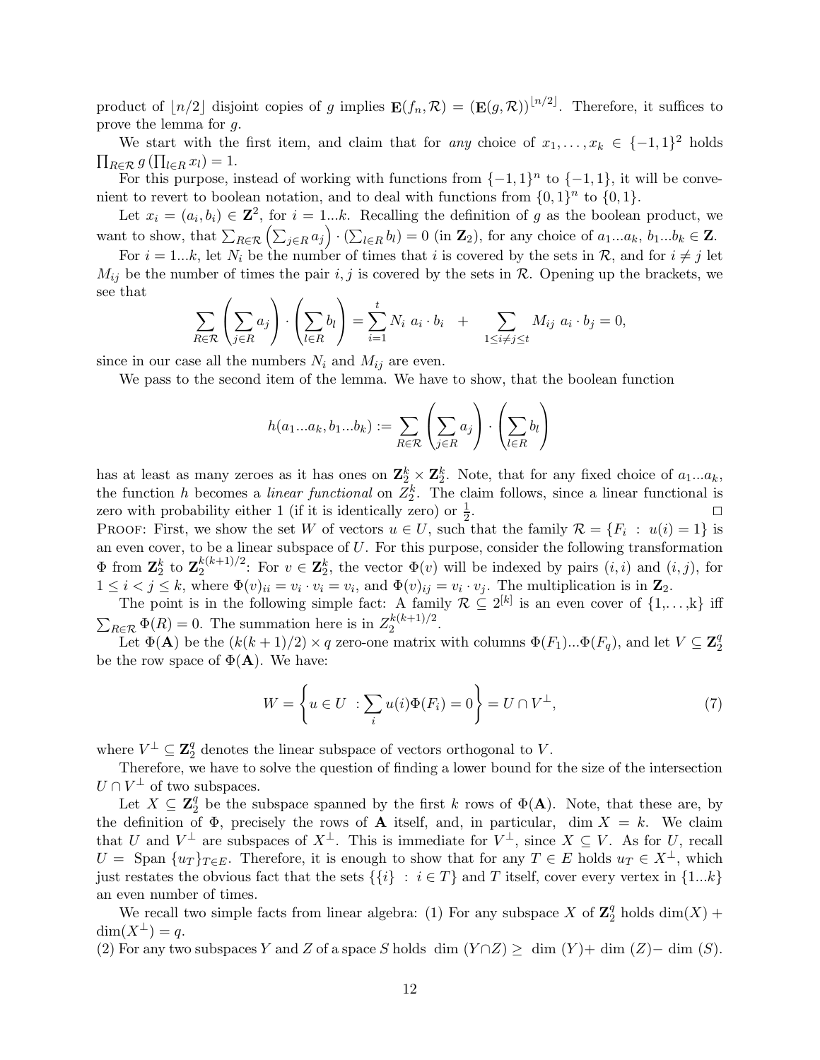product of $\lfloor n/2 \rfloor$ disjoint copies of $g$ implies $\mathbf{E}(f_n, \mathcal{R}) = (\mathbf{E}(g, \mathcal{R}))^{\lfloor n/2 \rfloor}$. Therefore, it suffices to prove the lemma for $g$.

We start with the first item, and claim that for *any* choice of $x_1, \ldots, x_k \in \{-1,1\}^2$ holds $\prod_{R \in \mathcal{R}} g\left(\prod_{l \in R} x_l\right) = 1$.

For this purpose, instead of working with functions from $\{-1,1\}^n$ to $\{-1,1\}$, it will be convenient to revert to boolean notation, and to deal with functions from $\{0,1\}^n$ to $\{0,1\}$.

Let $x_i = (a_i, b_i) \in \mathbf{Z}^2$, for $i = 1...k$. Recalling the definition of $g$ as the boolean product, we want to show, that $\sum_{R \in \mathcal{R}} \left(\sum_{j \in R} a_j\right) \cdot \left(\sum_{l \in R} b_l\right) = 0$ (in $\mathbf{Z}_2$), for any choice of $a_1...a_k$, $b_1...b_k \in \mathbf{Z}$.

For $i = 1...k$, let $N_i$ be the number of times that $i$ is covered by the sets in $\mathcal{R}$, and for $i \neq j$ let $M_{ij}$ be the number of times the pair $i,j$ is covered by the sets in $\mathcal{R}$. Opening up the brackets, we see that

$$\sum_{R \in \mathcal{R}} \left(\sum_{j \in R} a_j\right) \cdot \left(\sum_{l \in R} b_l\right) = \sum_{i=1}^{t} N_i \; a_i \cdot b_i \quad + \sum_{1 \le i \neq j \le t} M_{ij} \; a_i \cdot b_j = 0,$$

since in our case all the numbers $N_i$ and $M_{ij}$ are even.

We pass to the second item of the lemma. We have to show, that the boolean function

$$h(a_1...a_k, b_1...b_k) := \sum_{R \in \mathcal{R}} \left(\sum_{j \in R} a_j\right) \cdot \left(\sum_{l \in R} b_l\right)$$

has at least as many zeroes as it has ones on $\mathbf{Z}_2^k \times \mathbf{Z}_2^k$. Note, that for any fixed choice of $a_1...a_k$, the function $h$ becomes a *linear functional* on $Z_2^k$. The claim follows, since a linear functional is zero with probability either 1 (if it is identically zero) or $\frac{1}{2}$. $\square$

Proof: First, we show the set $W$ of vectors $u \in U$, such that the family $\mathcal{R} = \{F_i \; : \; u(i) = 1\}$ is an even cover, to be a linear subspace of $U$. For this purpose, consider the following transformation $\Phi$ from $\mathbf{Z}_2^k$ to $\mathbf{Z}_2^{k(k+1)/2}$: For $v \in \mathbf{Z}_2^k$, the vector $\Phi(v)$ will be indexed by pairs $(i,i)$ and $(i,j)$, for $1 \le i < j \le k$, where $\Phi(v)_{ii} = v_i \cdot v_i = v_i$, and $\Phi(v)_{ij} = v_i \cdot v_j$. The multiplication is in $\mathbf{Z}_2$.

The point is in the following simple fact: A family $\mathcal{R} \subseteq 2^{[k]}$ is an even cover of $\{1,\ldots,k\}$ iff $\sum_{R \in \mathcal{R}} \Phi(R) = 0$. The summation here is in $Z_2^{k(k+1)/2}$.

Let $\Phi(\mathbf{A})$ be the $(k(k+1)/2) \times q$ zero-one matrix with columns $\Phi(F_1)...\Phi(F_q)$, and let $V \subseteq \mathbf{Z}_2^q$ be the row space of $\Phi(\mathbf{A})$. We have:

$$W = \left\{ u \in U \; : \sum_i u(i)\Phi(F_i) = 0 \right\} = U \cap V^{\perp}, \tag{7}$$

where $V^{\perp} \subseteq \mathbf{Z}_2^q$ denotes the linear subspace of vectors orthogonal to $V$.

Therefore, we have to solve the question of finding a lower bound for the size of the intersection $U \cap V^{\perp}$ of two subspaces.

Let $X \subseteq \mathbf{Z}_2^q$ be the subspace spanned by the first $k$ rows of $\Phi(\mathbf{A})$. Note, that these are, by the definition of $\Phi$, precisely the rows of $\mathbf{A}$ itself, and, in particular, $\dim X = k$. We claim that $U$ and $V^{\perp}$ are subspaces of $X^{\perp}$. This is immediate for $V^{\perp}$, since $X \subseteq V$. As for $U$, recall $U = \text{Span}\,\{u_T\}_{T \in E}$. Therefore, it is enough to show that for any $T \in E$ holds $u_T \in X^{\perp}$, which just restates the obvious fact that the sets $\{\{i\} \; : \; i \in T\}$ and $T$ itself, cover every vertex in $\{1...k\}$ an even number of times.

We recall two simple facts from linear algebra: (1) For any subspace $X$ of $\mathbf{Z}_2^q$ holds $\dim(X) + \dim(X^{\perp}) = q$.

(2) For any two subspaces $Y$ and $Z$ of a space $S$ holds $\dim(Y \cap Z) \ge \dim(Y) + \dim(Z) - \dim(S)$.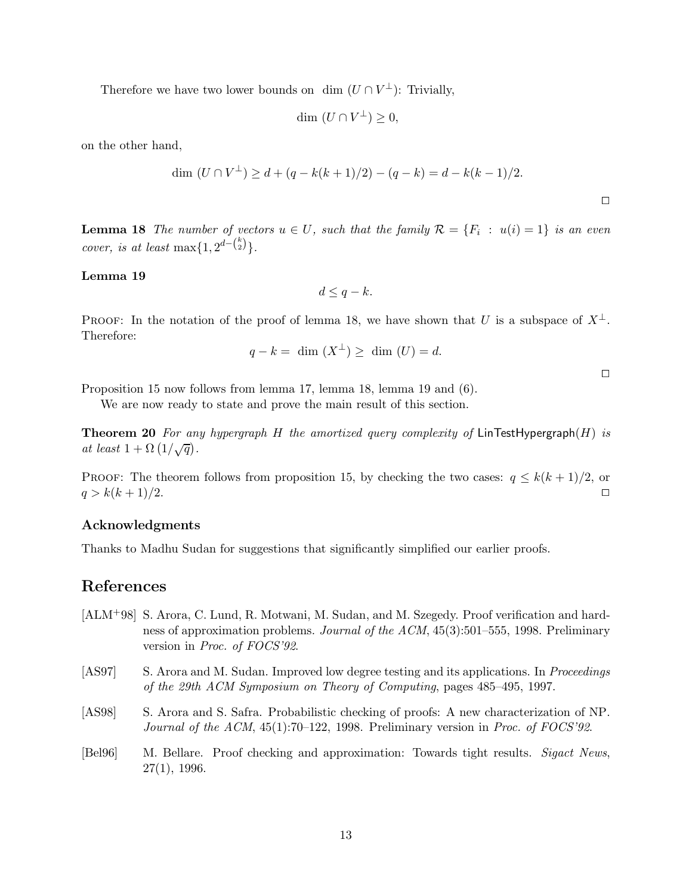Therefore we have two lower bounds on $\dim (U \cap V^{\perp})$: Trivially,

$$\dim (U \cap V^{\perp}) \geq 0,$$

on the other hand,

$$\dim (U \cap V^{\perp}) \geq d + (q - k(k+1)/2) - (q - k) = d - k(k-1)/2.$$

□

**Lemma 18** *The number of vectors $u \in U$, such that the family $\mathcal{R} = \{F_i \ : \ u(i) = 1\}$ is an even cover, is at least* $\max\{1, 2^{d - \binom{k}{2}}\}$.

**Lemma 19**

$$d \leq q - k.$$

PROOF: In the notation of the proof of lemma 18, we have shown that $U$ is a subspace of $X^{\perp}$. Therefore:

$$q - k = \dim (X^{\perp}) \geq \dim (U) = d.$$

□

Proposition 15 now follows from lemma 17, lemma 18, lemma 19 and (6).

We are now ready to state and prove the main result of this section.

**Theorem 20** *For any hypergraph $H$ the amortized query complexity of* LinTestHypergraph$(H)$ *is at least* $1 + \Omega\left(1/\sqrt{q}\right)$.

PROOF: The theorem follows from proposition 15, by checking the two cases: $q \leq k(k+1)/2$, or $q > k(k+1)/2$. □

### Acknowledgments

Thanks to Madhu Sudan for suggestions that significantly simplified our earlier proofs.

## References

[ALM+98] S. Arora, C. Lund, R. Motwani, M. Sudan, and M. Szegedy. Proof verification and hardness of approximation problems. *Journal of the ACM*, 45(3):501–555, 1998. Preliminary version in *Proc. of FOCS'92*.

[AS97] S. Arora and M. Sudan. Improved low degree testing and its applications. In *Proceedings of the 29th ACM Symposium on Theory of Computing*, pages 485–495, 1997.

[AS98] S. Arora and S. Safra. Probabilistic checking of proofs: A new characterization of NP. *Journal of the ACM*, 45(1):70–122, 1998. Preliminary version in *Proc. of FOCS'92*.

[Bel96] M. Bellare. Proof checking and approximation: Towards tight results. *Sigact News*, 27(1), 1996.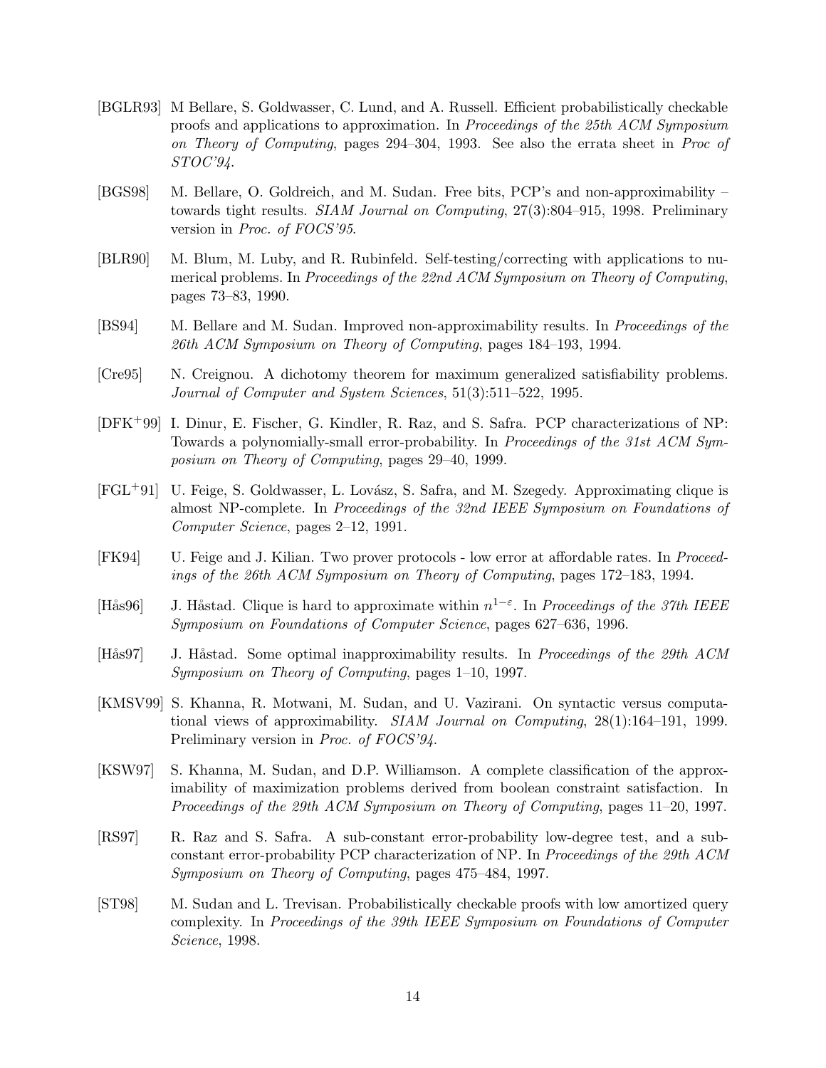[BGLR93] M Bellare, S. Goldwasser, C. Lund, and A. Russell. Efficient probabilistically checkable proofs and applications to approximation. In *Proceedings of the 25th ACM Symposium on Theory of Computing*, pages 294–304, 1993. See also the errata sheet in *Proc of STOC'94*.

[BGS98] M. Bellare, O. Goldreich, and M. Sudan. Free bits, PCP's and non-approximability – towards tight results. *SIAM Journal on Computing*, 27(3):804–915, 1998. Preliminary version in *Proc. of FOCS'95*.

[BLR90] M. Blum, M. Luby, and R. Rubinfeld. Self-testing/correcting with applications to numerical problems. In *Proceedings of the 22nd ACM Symposium on Theory of Computing*, pages 73–83, 1990.

[BS94] M. Bellare and M. Sudan. Improved non-approximability results. In *Proceedings of the 26th ACM Symposium on Theory of Computing*, pages 184–193, 1994.

[Cre95] N. Creignou. A dichotomy theorem for maximum generalized satisfiability problems. *Journal of Computer and System Sciences*, 51(3):511–522, 1995.

[DFK+99] I. Dinur, E. Fischer, G. Kindler, R. Raz, and S. Safra. PCP characterizations of NP: Towards a polynomially-small error-probability. In *Proceedings of the 31st ACM Symposium on Theory of Computing*, pages 29–40, 1999.

[FGL+91] U. Feige, S. Goldwasser, L. Lovász, S. Safra, and M. Szegedy. Approximating clique is almost NP-complete. In *Proceedings of the 32nd IEEE Symposium on Foundations of Computer Science*, pages 2–12, 1991.

[FK94] U. Feige and J. Kilian. Two prover protocols - low error at affordable rates. In *Proceedings of the 26th ACM Symposium on Theory of Computing*, pages 172–183, 1994.

[Hås96] J. Håstad. Clique is hard to approximate within $n^{1-\varepsilon}$. In *Proceedings of the 37th IEEE Symposium on Foundations of Computer Science*, pages 627–636, 1996.

[Hås97] J. Håstad. Some optimal inapproximability results. In *Proceedings of the 29th ACM Symposium on Theory of Computing*, pages 1–10, 1997.

[KMSV99] S. Khanna, R. Motwani, M. Sudan, and U. Vazirani. On syntactic versus computational views of approximability. *SIAM Journal on Computing*, 28(1):164–191, 1999. Preliminary version in *Proc. of FOCS'94*.

[KSW97] S. Khanna, M. Sudan, and D.P. Williamson. A complete classification of the approximability of maximization problems derived from boolean constraint satisfaction. In *Proceedings of the 29th ACM Symposium on Theory of Computing*, pages 11–20, 1997.

[RS97] R. Raz and S. Safra. A sub-constant error-probability low-degree test, and a sub-constant error-probability PCP characterization of NP. In *Proceedings of the 29th ACM Symposium on Theory of Computing*, pages 475–484, 1997.

[ST98] M. Sudan and L. Trevisan. Probabilistically checkable proofs with low amortized query complexity. In *Proceedings of the 39th IEEE Symposium on Foundations of Computer Science*, 1998.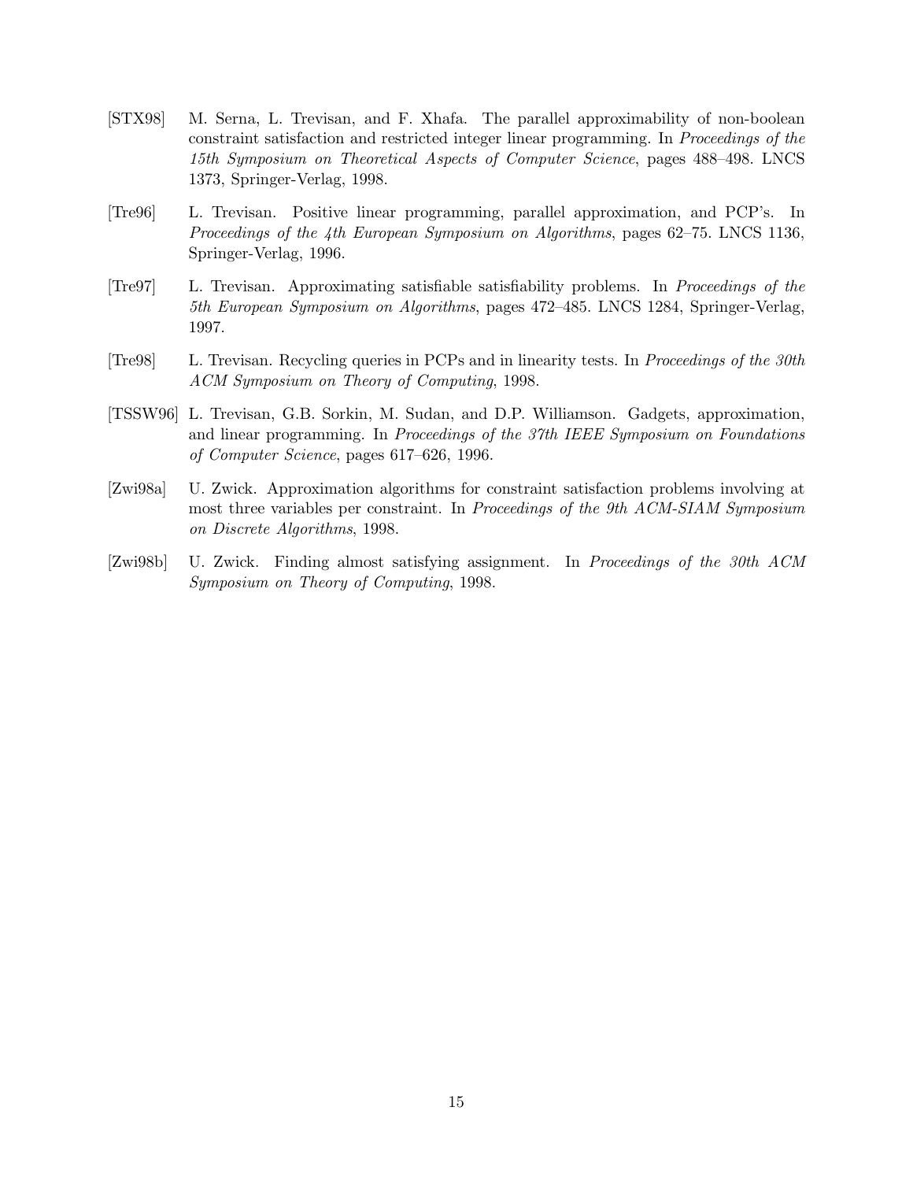[STX98] M. Serna, L. Trevisan, and F. Xhafa. The parallel approximability of non-boolean constraint satisfaction and restricted integer linear programming. In *Proceedings of the 15th Symposium on Theoretical Aspects of Computer Science*, pages 488–498. LNCS 1373, Springer-Verlag, 1998.

[Tre96] L. Trevisan. Positive linear programming, parallel approximation, and PCP's. In *Proceedings of the 4th European Symposium on Algorithms*, pages 62–75. LNCS 1136, Springer-Verlag, 1996.

[Tre97] L. Trevisan. Approximating satisfiable satisfiability problems. In *Proceedings of the 5th European Symposium on Algorithms*, pages 472–485. LNCS 1284, Springer-Verlag, 1997.

[Tre98] L. Trevisan. Recycling queries in PCPs and in linearity tests. In *Proceedings of the 30th ACM Symposium on Theory of Computing*, 1998.

[TSSW96] L. Trevisan, G.B. Sorkin, M. Sudan, and D.P. Williamson. Gadgets, approximation, and linear programming. In *Proceedings of the 37th IEEE Symposium on Foundations of Computer Science*, pages 617–626, 1996.

[Zwi98a] U. Zwick. Approximation algorithms for constraint satisfaction problems involving at most three variables per constraint. In *Proceedings of the 9th ACM-SIAM Symposium on Discrete Algorithms*, 1998.

[Zwi98b] U. Zwick. Finding almost satisfying assignment. In *Proceedings of the 30th ACM Symposium on Theory of Computing*, 1998.